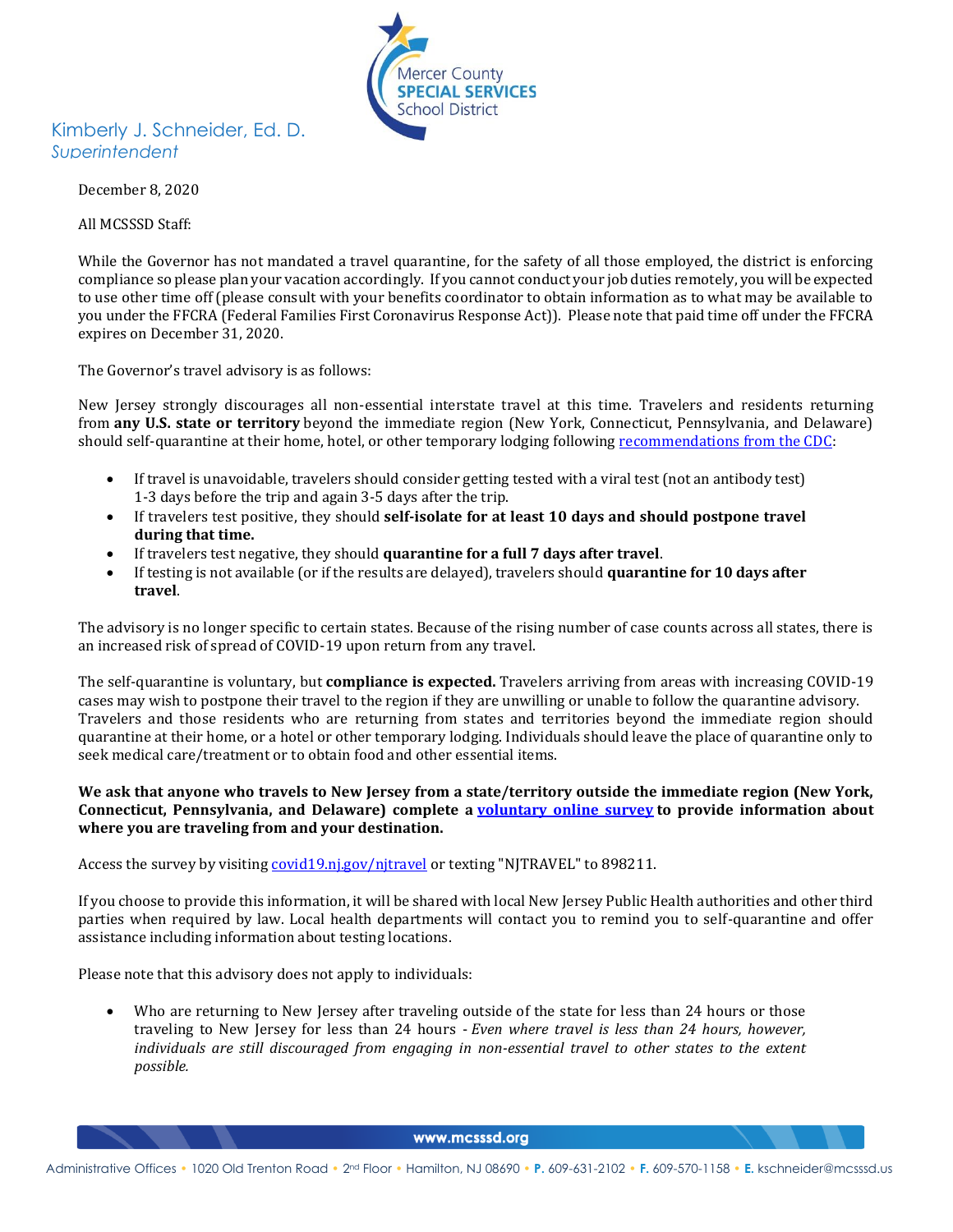Mercer County
SPECIAL SERVICES
School District

Kimberly J. Schneider, Ed. D.
*Superintendent*

December 8, 2020

All MCSSSD Staff:

While the Governor has not mandated a travel quarantine, for the safety of all those employed, the district is enforcing compliance so please plan your vacation accordingly. If you cannot conduct your job duties remotely, you will be expected to use other time off (please consult with your benefits coordinator to obtain information as to what may be available to you under the FFCRA (Federal Families First Coronavirus Response Act)). Please note that paid time off under the FFCRA expires on December 31, 2020.

The Governor's travel advisory is as follows:

New Jersey strongly discourages all non-essential interstate travel at this time. Travelers and residents returning from **any U.S. state or territory** beyond the immediate region (New York, Connecticut, Pennsylvania, and Delaware) should self-quarantine at their home, hotel, or other temporary lodging following [recommendations from the CDC]:

- If travel is unavoidable, travelers should consider getting tested with a viral test (not an antibody test) 1-3 days before the trip and again 3-5 days after the trip.
- If travelers test positive, they should **self-isolate for at least 10 days and should postpone travel during that time.**
- If travelers test negative, they should **quarantine for a full 7 days after travel**.
- If testing is not available (or if the results are delayed), travelers should **quarantine for 10 days after travel**.

The advisory is no longer specific to certain states. Because of the rising number of case counts across all states, there is an increased risk of spread of COVID-19 upon return from any travel.

The self-quarantine is voluntary, but **compliance is expected.** Travelers arriving from areas with increasing COVID-19 cases may wish to postpone their travel to the region if they are unwilling or unable to follow the quarantine advisory. Travelers and those residents who are returning from states and territories beyond the immediate region should quarantine at their home, or a hotel or other temporary lodging. Individuals should leave the place of quarantine only to seek medical care/treatment or to obtain food and other essential items.

**We ask that anyone who travels to New Jersey from a state/territory outside the immediate region (New York, Connecticut, Pennsylvania, and Delaware) complete a voluntary online survey to provide information about where you are traveling from and your destination.**

Access the survey by visiting covid19.nj.gov/njtravel or texting "NJTRAVEL" to 898211.

If you choose to provide this information, it will be shared with local New Jersey Public Health authorities and other third parties when required by law. Local health departments will contact you to remind you to self-quarantine and offer assistance including information about testing locations.

Please note that this advisory does not apply to individuals:

- Who are returning to New Jersey after traveling outside of the state for less than 24 hours or those traveling to New Jersey for less than 24 hours - *Even where travel is less than 24 hours, however, individuals are still discouraged from engaging in non-essential travel to other states to the extent possible.*

www.mcsssd.org

Administrative Offices • 1020 Old Trenton Road • 2nd Floor • Hamilton, NJ 08690 • P. 609-631-2102 • F. 609-570-1158 • E. kschneider@mcsssd.us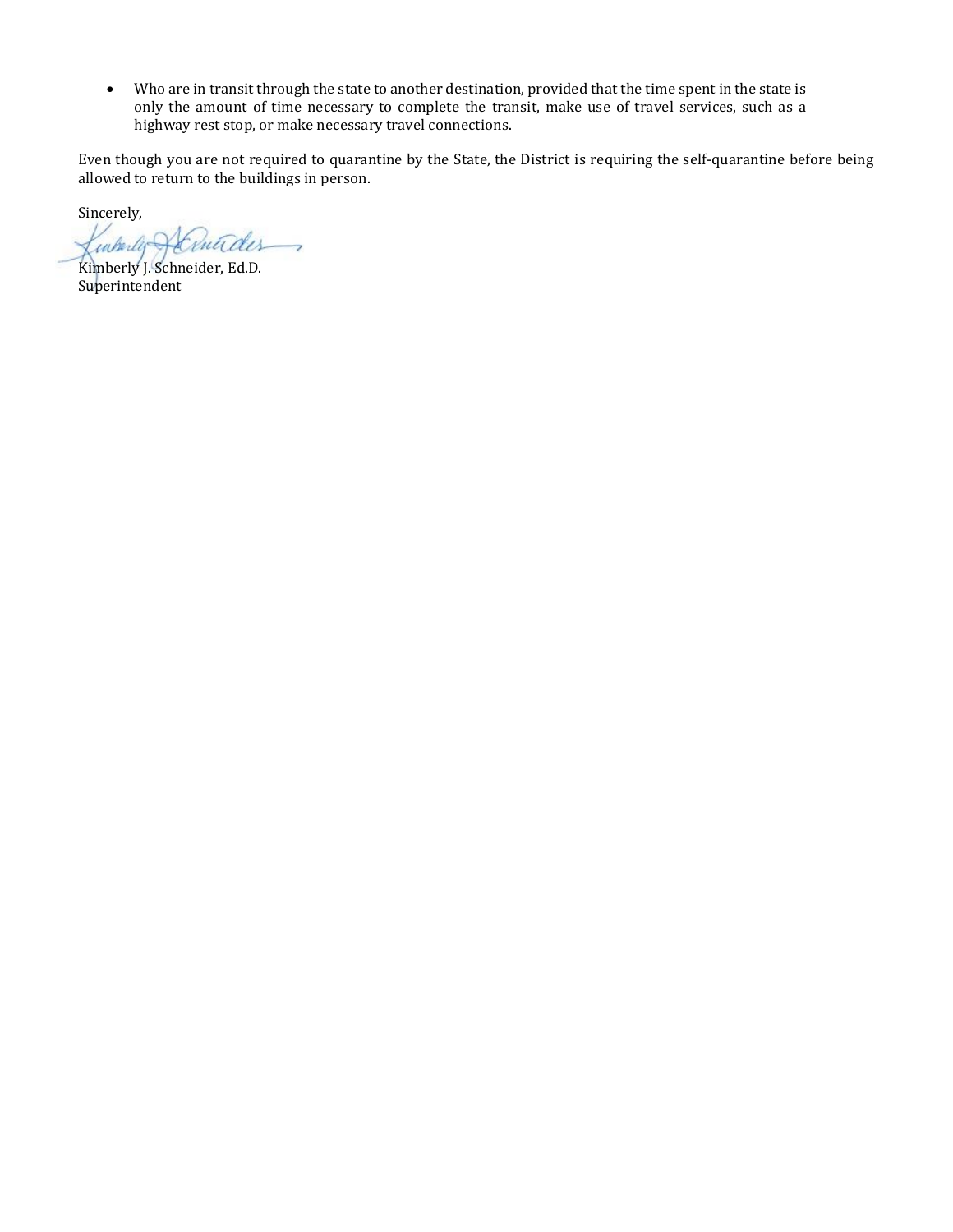- Who are in transit through the state to another destination, provided that the time spent in the state is only the amount of time necessary to complete the transit, make use of travel services, such as a highway rest stop, or make necessary travel connections.

Even though you are not required to quarantine by the State, the District is requiring the self-quarantine before being allowed to return to the buildings in person.

Sincerely,

Kimberly J. Schneider, Ed.D.
Superintendent